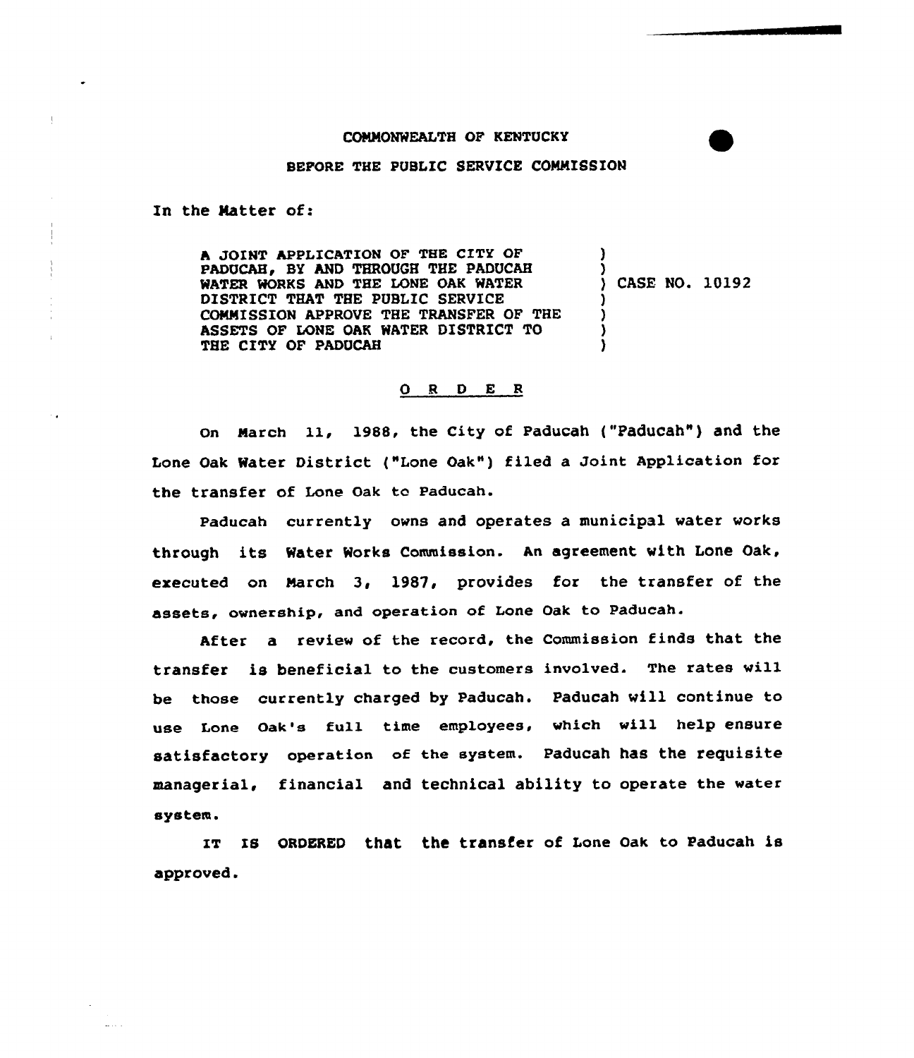COMMONWEALTH OF KENTUCKY

BEFORE THE PUBLIC SERVICE COMMISSION

In the Matter of:

A JOINT APPLICATION OF THE CITY OF PADUCAH, BY AND THROUGH THE PADUCAH WATER WORKS AND THE LONE OAK WATER DISTRICT THAT THE PUBLIC SERVICE COMMISSION APPROVE THE TRANSFER OF THE ASSETS OF LONE OAK WATER DISTRICT TO THE CITY OF PADUCAH ) CASE NO. 10192

## O R D E R

On March 11, 1988, the City of Paducah ("Paducah") and the Lone Oak Water District ("Lone Oak") filed a Joint Application for the transfer of Lone Oak to Paducah.

Paducah currently owns and operates a municipal water works through its Water Works Commission. An agreement with Lone Oak, executed on March 3, 1987, provides for the transfer of the assets, ownership, and operation of Lone Oak to Paducah.

After a review of the record, the Commission finds that the transfer is beneficial to the customers involved. The rates will be those currently charged by Paducah. Paducah will continue to use Lone Oak's full time employees, which will help ensure satisfactory operation of the system. Paducah has the requisite managerial, financial and technical ability to operate the water system.

IT IS ORDERED that the transfer of Lone Oak to Paducah is approved.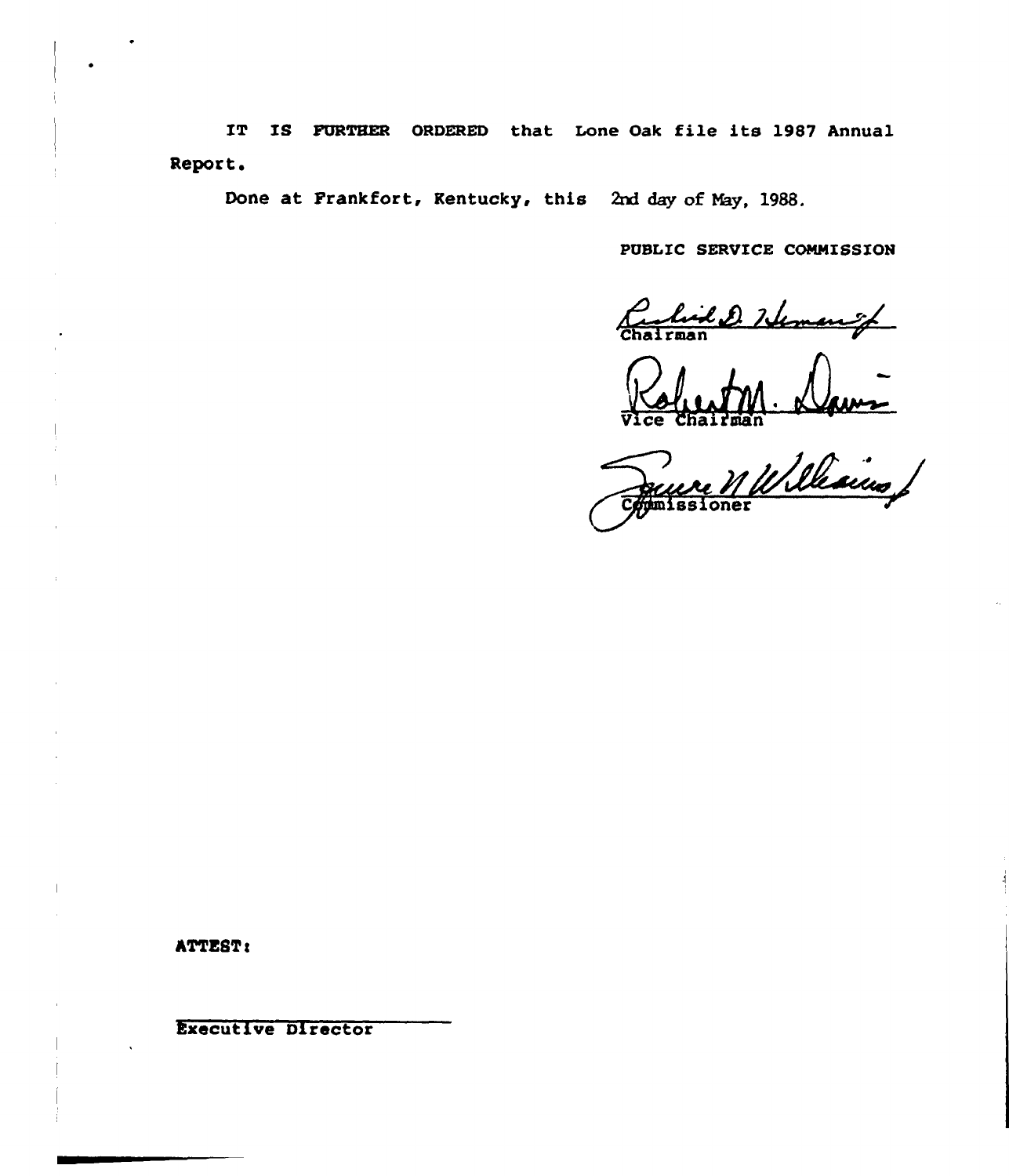IT IS FURTHER ORDERED that Lone Oak file its 1987 Annual Report.

Done at Frankfort, Kentucky, this 2nd day of May, 1988.

PUBLIC SERVICE COMMISSION

Chairman

Vice Chairman

Commissioner

ATTEST:

Executive Director